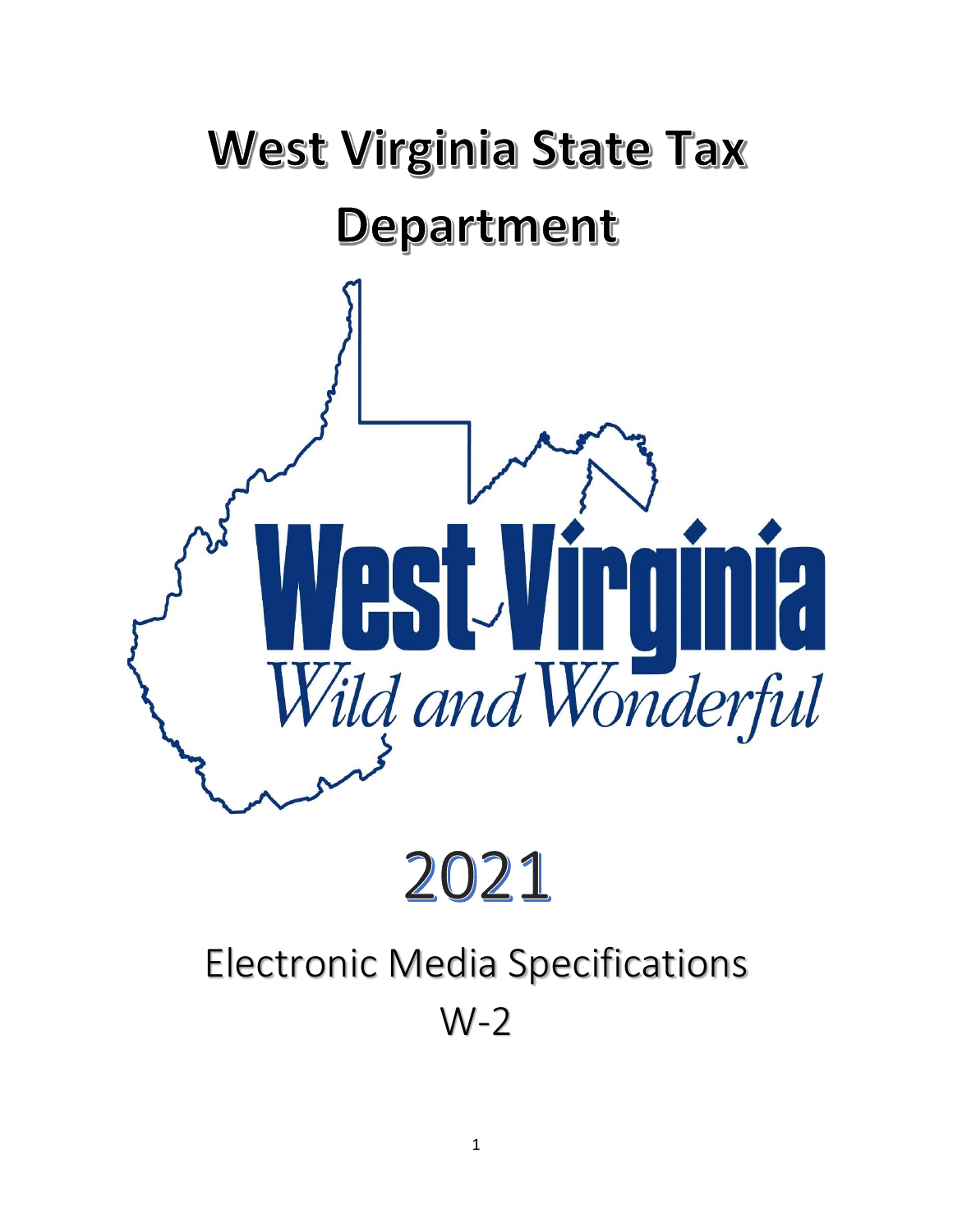# West Virginia State Tax Department

# 2021

## Electronic Media Specifications W-2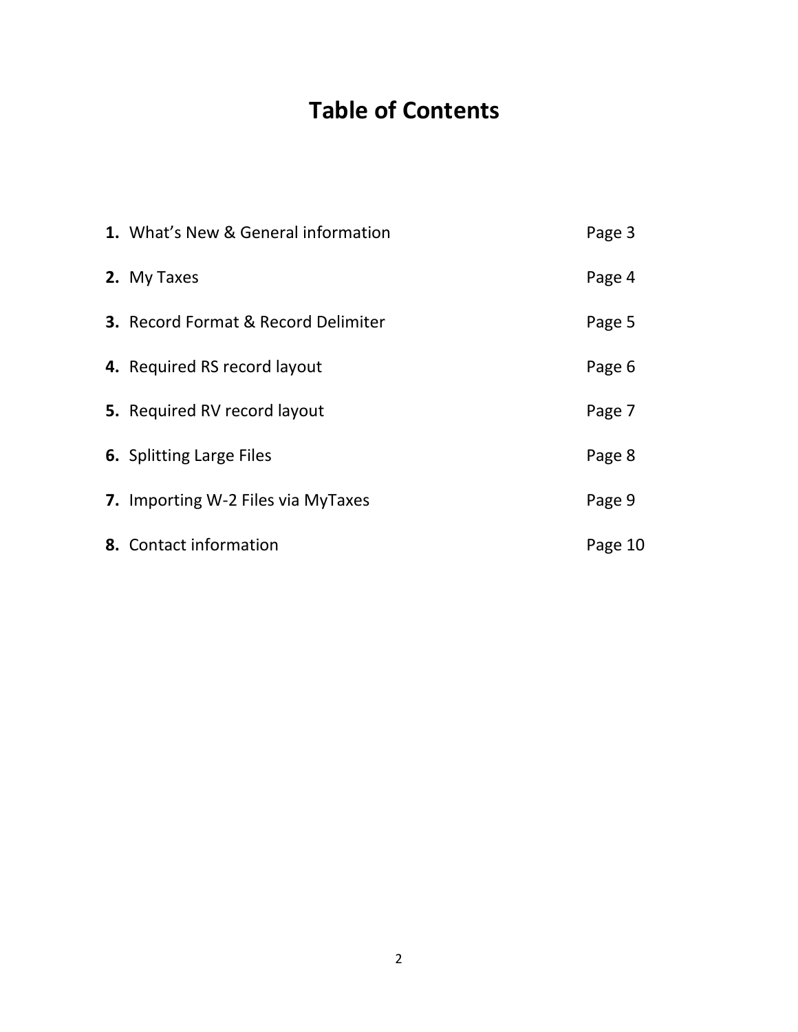# Table of Contents

| | |
|---|---|
| **1.** What's New & General information | Page 3 |
| **2.** My Taxes | Page 4 |
| **3.** Record Format & Record Delimiter | Page 5 |
| **4.** Required RS record layout | Page 6 |
| **5.** Required RV record layout | Page 7 |
| **6.** Splitting Large Files | Page 8 |
| **7.** Importing W-2 Files via MyTaxes | Page 9 |
| **8.** Contact information | Page 10 |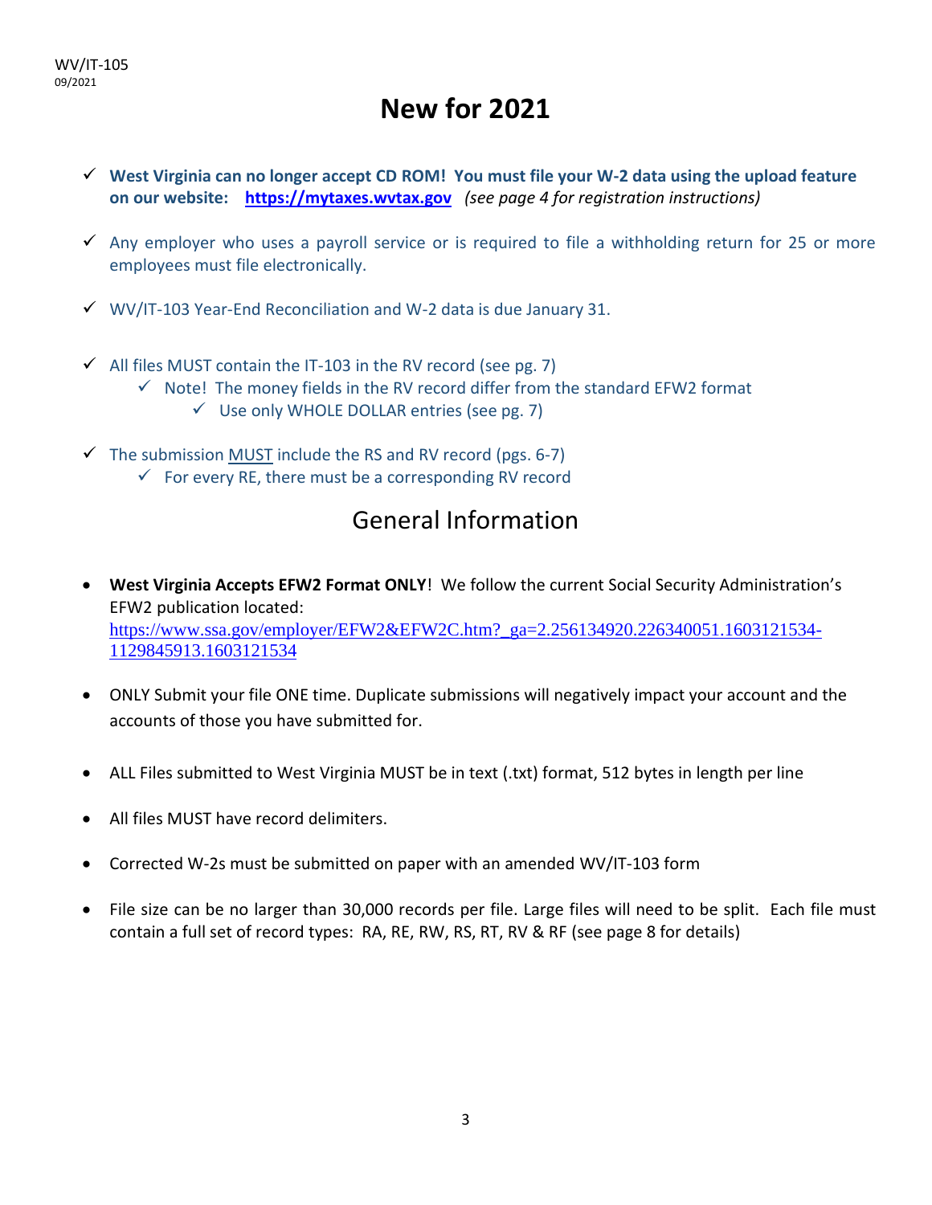# New for 2021

- ✓ **West Virginia can no longer accept CD ROM! You must file your W-2 data using the upload feature on our website: [https://mytaxes.wvtax.gov](https://mytaxes.wvtax.gov)** *(see page 4 for registration instructions)*
- ✓ Any employer who uses a payroll service or is required to file a withholding return for 25 or more employees must file electronically.
- ✓ WV/IT-103 Year-End Reconciliation and W-2 data is due January 31.
- ✓ All files MUST contain the IT-103 in the RV record (see pg. 7)
  - ✓ Note! The money fields in the RV record differ from the standard EFW2 format
    - ✓ Use only WHOLE DOLLAR entries (see pg. 7)
- ✓ The submission MUST include the RS and RV record (pgs. 6-7)
  - ✓ For every RE, there must be a corresponding RV record

## General Information

- **West Virginia Accepts EFW2 Format ONLY**! We follow the current Social Security Administration's EFW2 publication located: [https://www.ssa.gov/employer/EFW2&EFW2C.htm?_ga=2.256134920.226340051.1603121534-1129845913.1603121534](https://www.ssa.gov/employer/EFW2&EFW2C.htm?_ga=2.256134920.226340051.1603121534-1129845913.1603121534)
- ONLY Submit your file ONE time. Duplicate submissions will negatively impact your account and the accounts of those you have submitted for.
- ALL Files submitted to West Virginia MUST be in text (.txt) format, 512 bytes in length per line
- All files MUST have record delimiters.
- Corrected W-2s must be submitted on paper with an amended WV/IT-103 form
- File size can be no larger than 30,000 records per file. Large files will need to be split. Each file must contain a full set of record types: RA, RE, RW, RS, RT, RV & RF (see page 8 for details)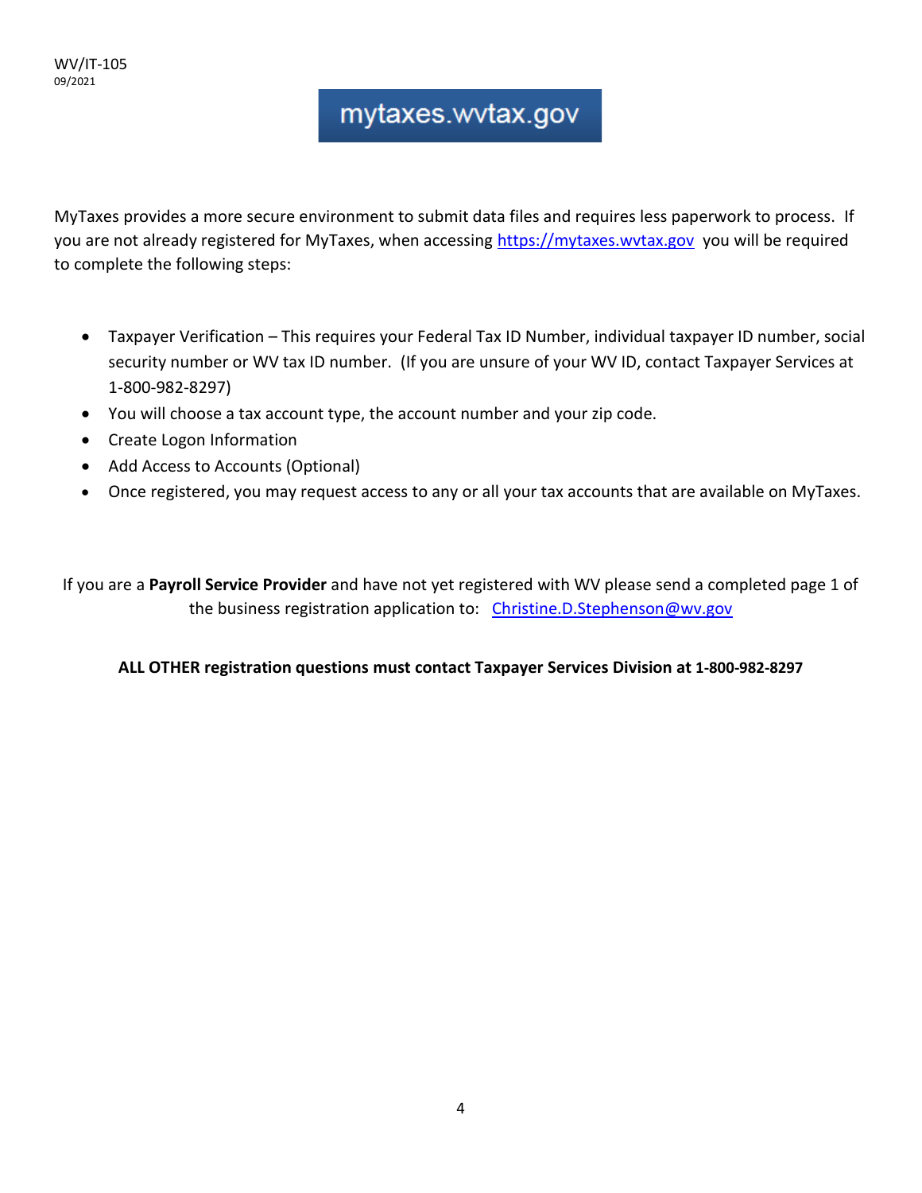WV/IT-105
09/2021

# mytaxes.wvtax.gov

MyTaxes provides a more secure environment to submit data files and requires less paperwork to process. If you are not already registered for MyTaxes, when accessing https://mytaxes.wvtax.gov you will be required to complete the following steps:

- Taxpayer Verification – This requires your Federal Tax ID Number, individual taxpayer ID number, social security number or WV tax ID number. (If you are unsure of your WV ID, contact Taxpayer Services at 1-800-982-8297)
- You will choose a tax account type, the account number and your zip code.
- Create Logon Information
- Add Access to Accounts (Optional)
- Once registered, you may request access to any or all your tax accounts that are available on MyTaxes.

If you are a **Payroll Service Provider** and have not yet registered with WV please send a completed page 1 of the business registration application to: Christine.D.Stephenson@wv.gov

**ALL OTHER registration questions must contact Taxpayer Services Division at 1-800-982-8297**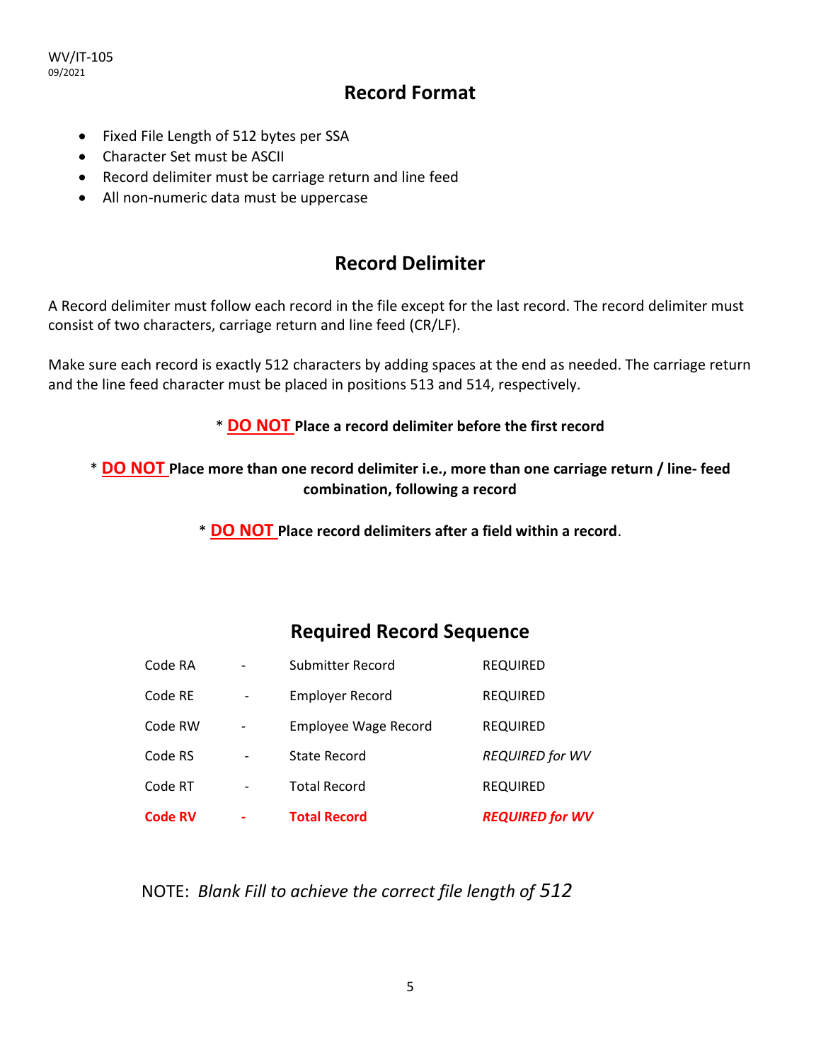## Record Format

- Fixed File Length of 512 bytes per SSA
- Character Set must be ASCII
- Record delimiter must be carriage return and line feed
- All non-numeric data must be uppercase

## Record Delimiter

A Record delimiter must follow each record in the file except for the last record. The record delimiter must consist of two characters, carriage return and line feed (CR/LF).

Make sure each record is exactly 512 characters by adding spaces at the end as needed. The carriage return and the line feed character must be placed in positions 513 and 514, respectively.

\* **DO NOT Place a record delimiter before the first record**

\* **DO NOT Place more than one record delimiter i.e., more than one carriage return / line- feed combination, following a record**

\* **DO NOT Place record delimiters after a field within a record**.

## Required Record Sequence

| | | | |
|---|---|---|---|
| Code RA | - | Submitter Record | REQUIRED |
| Code RE | - | Employer Record | REQUIRED |
| Code RW | - | Employee Wage Record | REQUIRED |
| Code RS | - | State Record | *REQUIRED for WV* |
| Code RT | - | Total Record | REQUIRED |
| **Code RV** | **-** | **Total Record** | ***REQUIRED for WV*** |

NOTE: *Blank Fill to achieve the correct file length of 512*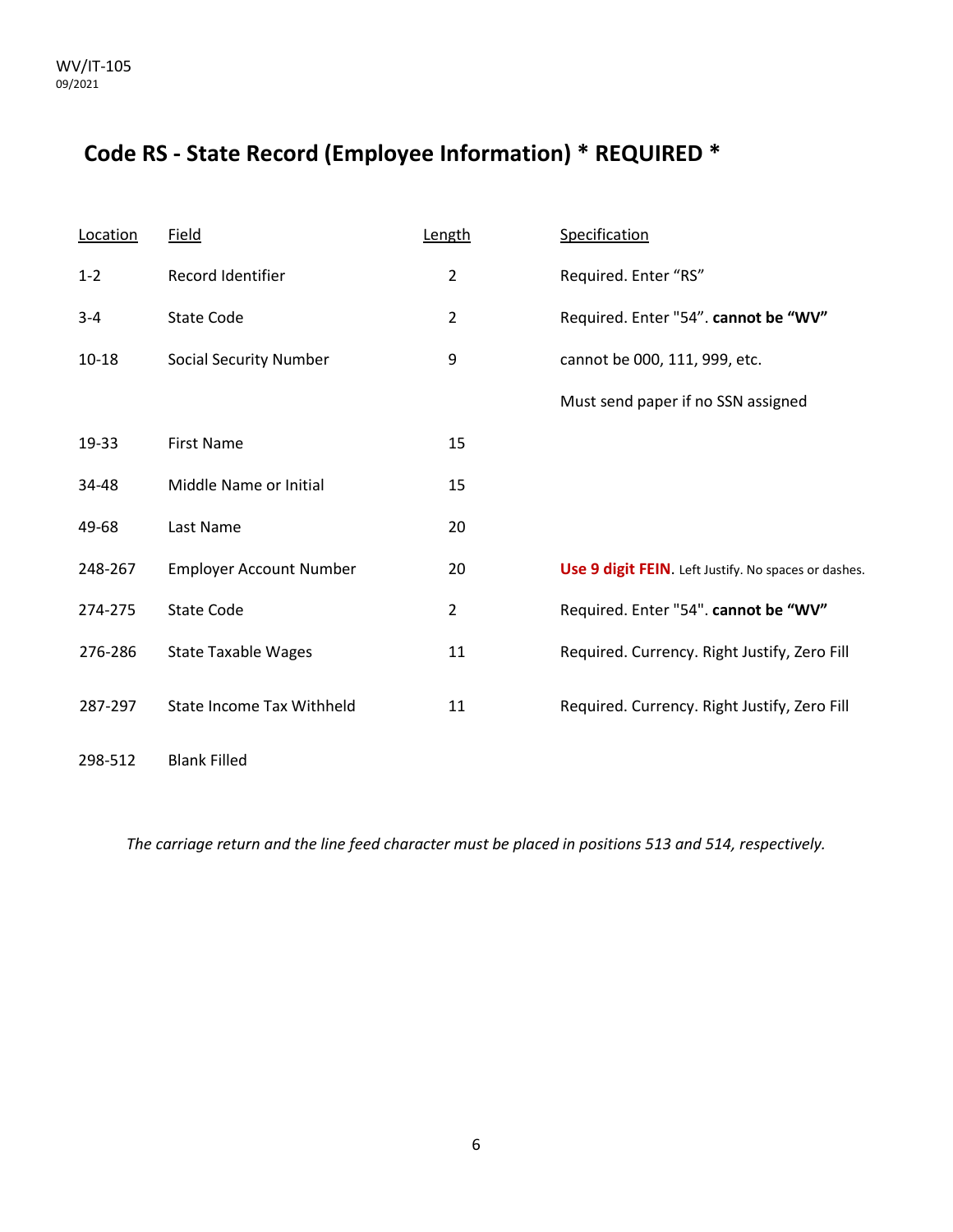## Code RS - State Record (Employee Information) * REQUIRED *

| Location | Field | Length | Specification |
|---|---|---|---|
| 1-2 | Record Identifier | 2 | Required. Enter “RS” |
| 3-4 | State Code | 2 | Required. Enter "54". **cannot be “WV”** |
| 10-18 | Social Security Number | 9 | cannot be 000, 111, 999, etc. |
| | | | Must send paper if no SSN assigned |
| 19-33 | First Name | 15 | |
| 34-48 | Middle Name or Initial | 15 | |
| 49-68 | Last Name | 20 | |
| 248-267 | Employer Account Number | 20 | **Use 9 digit FEIN**. Left Justify. No spaces or dashes. |
| 274-275 | State Code | 2 | Required. Enter "54". **cannot be “WV”** |
| 276-286 | State Taxable Wages | 11 | Required. Currency. Right Justify, Zero Fill |
| 287-297 | State Income Tax Withheld | 11 | Required. Currency. Right Justify, Zero Fill |
| 298-512 | Blank Filled | | |

*The carriage return and the line feed character must be placed in positions 513 and 514, respectively.*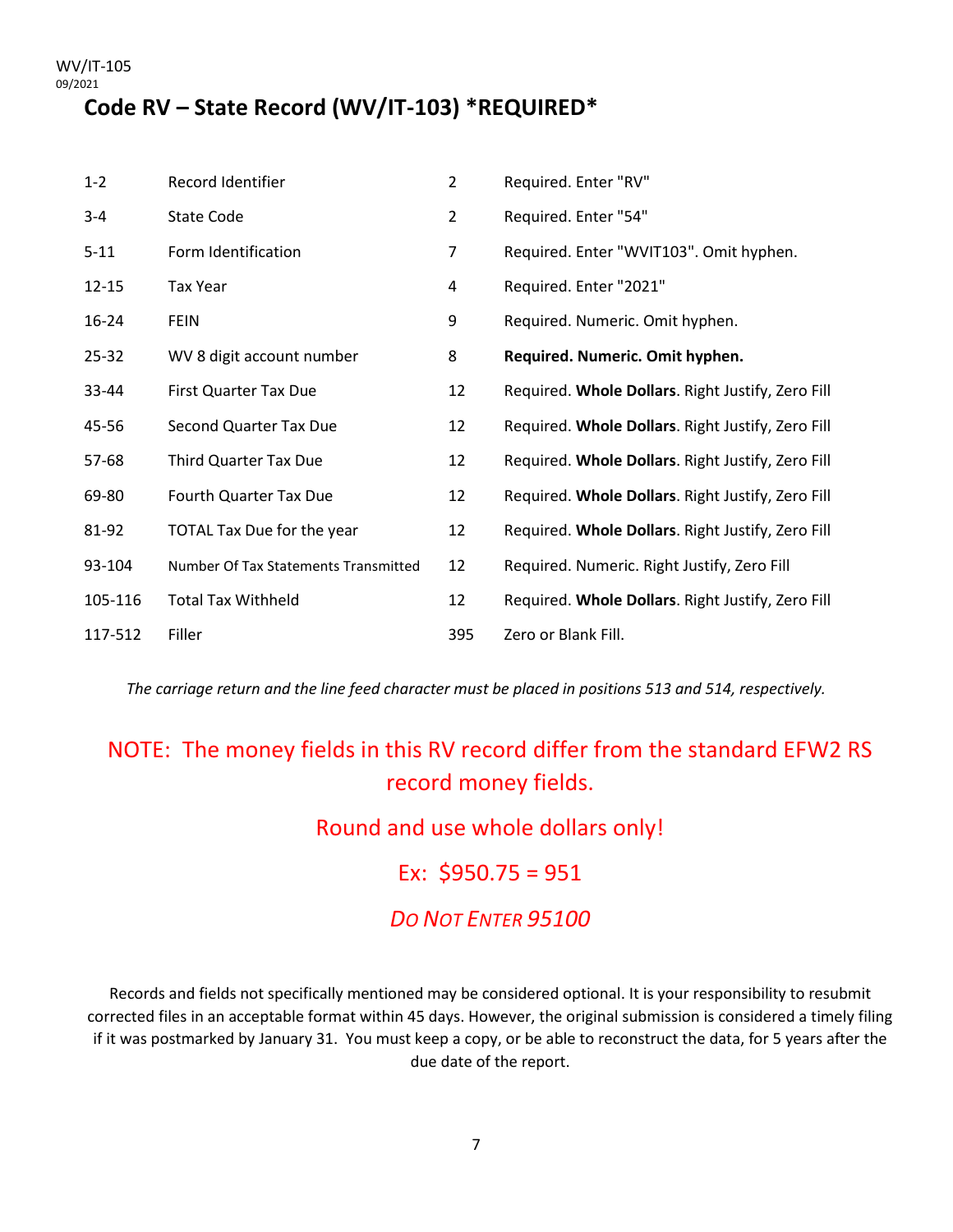## Code RV – State Record (WV/IT-103) *REQUIRED*

| | | | |
|---|---|---|---|
| 1-2 | Record Identifier | 2 | Required. Enter "RV" |
| 3-4 | State Code | 2 | Required. Enter "54" |
| 5-11 | Form Identification | 7 | Required. Enter "WVIT103". Omit hyphen. |
| 12-15 | Tax Year | 4 | Required. Enter "2021" |
| 16-24 | FEIN | 9 | Required. Numeric. Omit hyphen. |
| 25-32 | WV 8 digit account number | 8 | **Required. Numeric. Omit hyphen.** |
| 33-44 | First Quarter Tax Due | 12 | Required. **Whole Dollars**. Right Justify, Zero Fill |
| 45-56 | Second Quarter Tax Due | 12 | Required. **Whole Dollars**. Right Justify, Zero Fill |
| 57-68 | Third Quarter Tax Due | 12 | Required. **Whole Dollars**. Right Justify, Zero Fill |
| 69-80 | Fourth Quarter Tax Due | 12 | Required. **Whole Dollars**. Right Justify, Zero Fill |
| 81-92 | TOTAL Tax Due for the year | 12 | Required. **Whole Dollars**. Right Justify, Zero Fill |
| 93-104 | Number Of Tax Statements Transmitted | 12 | Required. Numeric. Right Justify, Zero Fill |
| 105-116 | Total Tax Withheld | 12 | Required. **Whole Dollars**. Right Justify, Zero Fill |
| 117-512 | Filler | 395 | Zero or Blank Fill. |

*The carriage return and the line feed character must be placed in positions 513 and 514, respectively.*

NOTE: The money fields in this RV record differ from the standard EFW2 RS record money fields.

Round and use whole dollars only!

Ex: $950.75 = 951

*DO NOT ENTER 95100*

Records and fields not specifically mentioned may be considered optional. It is your responsibility to resubmit corrected files in an acceptable format within 45 days. However, the original submission is considered a timely filing if it was postmarked by January 31. You must keep a copy, or be able to reconstruct the data, for 5 years after the due date of the report.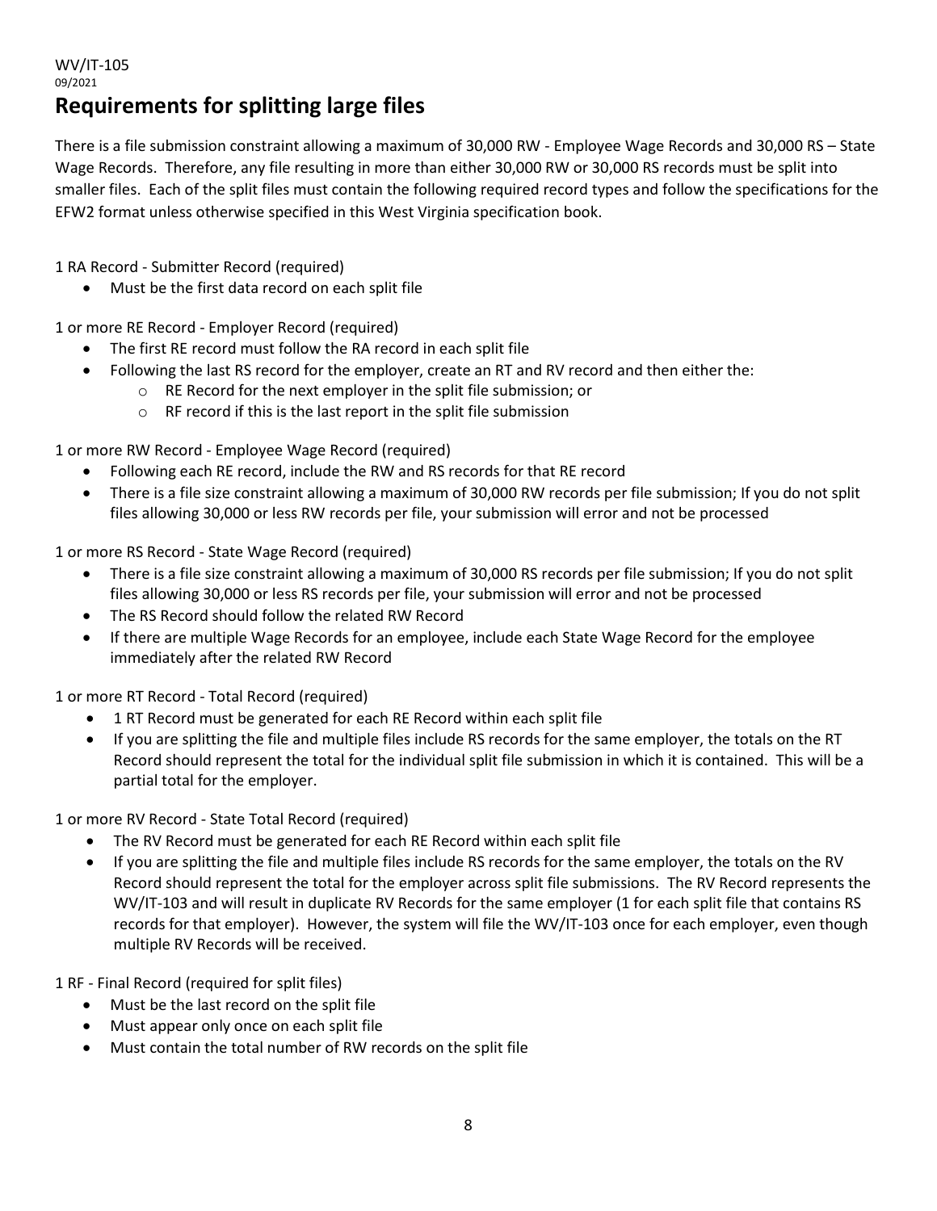# Requirements for splitting large files

There is a file submission constraint allowing a maximum of 30,000 RW - Employee Wage Records and 30,000 RS – State Wage Records. Therefore, any file resulting in more than either 30,000 RW or 30,000 RS records must be split into smaller files. Each of the split files must contain the following required record types and follow the specifications for the EFW2 format unless otherwise specified in this West Virginia specification book.

1 RA Record - Submitter Record (required)

- Must be the first data record on each split file

1 or more RE Record - Employer Record (required)

- The first RE record must follow the RA record in each split file
- Following the last RS record for the employer, create an RT and RV record and then either the:
  - RE Record for the next employer in the split file submission; or
  - RF record if this is the last report in the split file submission

1 or more RW Record - Employee Wage Record (required)

- Following each RE record, include the RW and RS records for that RE record
- There is a file size constraint allowing a maximum of 30,000 RW records per file submission; If you do not split files allowing 30,000 or less RW records per file, your submission will error and not be processed

1 or more RS Record - State Wage Record (required)

- There is a file size constraint allowing a maximum of 30,000 RS records per file submission; If you do not split files allowing 30,000 or less RS records per file, your submission will error and not be processed
- The RS Record should follow the related RW Record
- If there are multiple Wage Records for an employee, include each State Wage Record for the employee immediately after the related RW Record

1 or more RT Record - Total Record (required)

- 1 RT Record must be generated for each RE Record within each split file
- If you are splitting the file and multiple files include RS records for the same employer, the totals on the RT Record should represent the total for the individual split file submission in which it is contained. This will be a partial total for the employer.

1 or more RV Record - State Total Record (required)

- The RV Record must be generated for each RE Record within each split file
- If you are splitting the file and multiple files include RS records for the same employer, the totals on the RV Record should represent the total for the employer across split file submissions. The RV Record represents the WV/IT-103 and will result in duplicate RV Records for the same employer (1 for each split file that contains RS records for that employer). However, the system will file the WV/IT-103 once for each employer, even though multiple RV Records will be received.

1 RF - Final Record (required for split files)

- Must be the last record on the split file
- Must appear only once on each split file
- Must contain the total number of RW records on the split file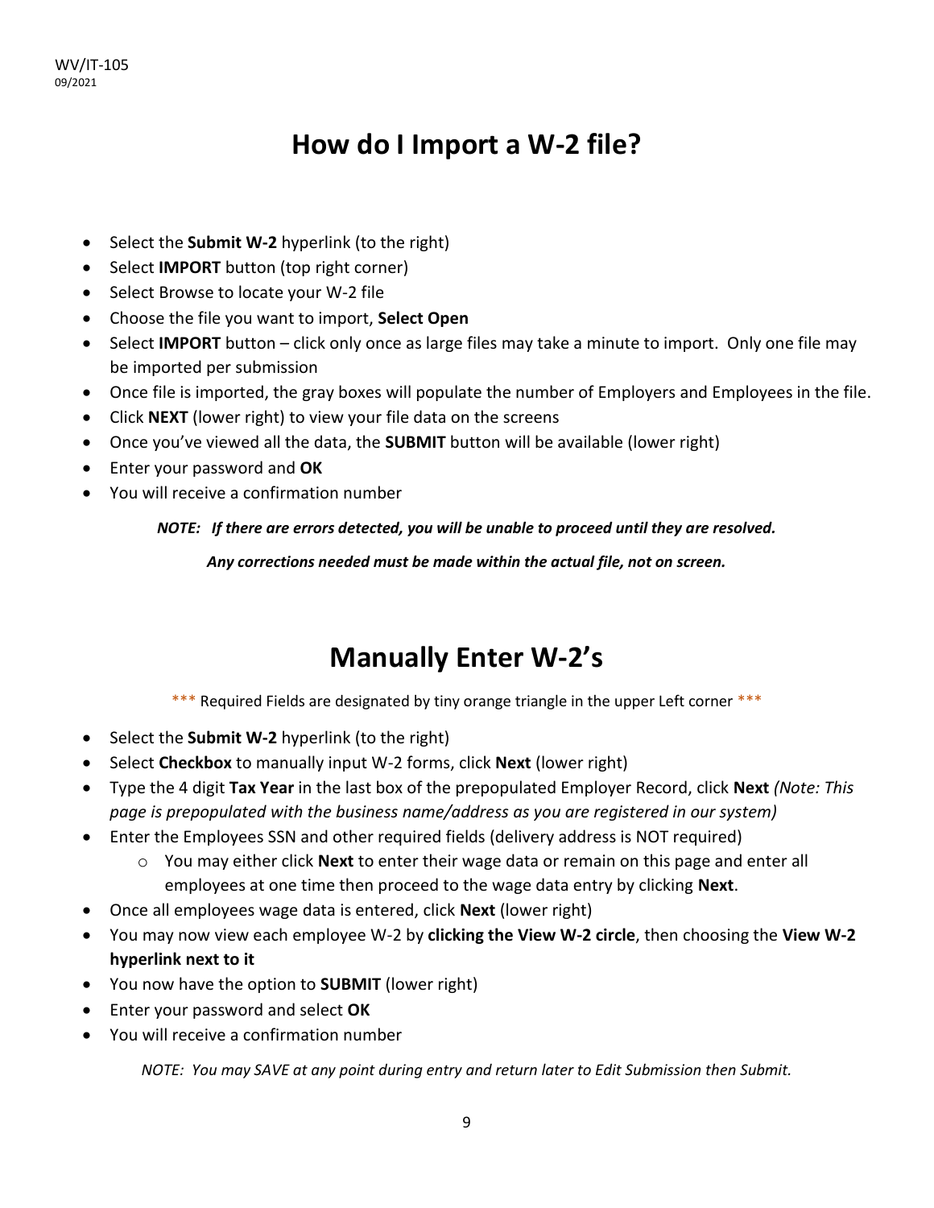# How do I Import a W-2 file?

- Select the **Submit W-2** hyperlink (to the right)
- Select **IMPORT** button (top right corner)
- Select Browse to locate your W-2 file
- Choose the file you want to import, **Select Open**
- Select **IMPORT** button – click only once as large files may take a minute to import. Only one file may be imported per submission
- Once file is imported, the gray boxes will populate the number of Employers and Employees in the file.
- Click **NEXT** (lower right) to view your file data on the screens
- Once you've viewed all the data, the **SUBMIT** button will be available (lower right)
- Enter your password and **OK**
- You will receive a confirmation number

***NOTE: If there are errors detected, you will be unable to proceed until they are resolved.***

***Any corrections needed must be made within the actual file, not on screen.***

# Manually Enter W-2's

*** Required Fields are designated by tiny orange triangle in the upper Left corner ***

- Select the **Submit W-2** hyperlink (to the right)
- Select **Checkbox** to manually input W-2 forms, click **Next** (lower right)
- Type the 4 digit **Tax Year** in the last box of the prepopulated Employer Record, click **Next** *(Note: This page is prepopulated with the business name/address as you are registered in our system)*
- Enter the Employees SSN and other required fields (delivery address is NOT required)
  - You may either click **Next** to enter their wage data or remain on this page and enter all employees at one time then proceed to the wage data entry by clicking **Next**.
- Once all employees wage data is entered, click **Next** (lower right)
- You may now view each employee W-2 by **clicking the View W-2 circle**, then choosing the **View W-2 hyperlink next to it**
- You now have the option to **SUBMIT** (lower right)
- Enter your password and select **OK**
- You will receive a confirmation number

*NOTE: You may SAVE at any point during entry and return later to Edit Submission then Submit.*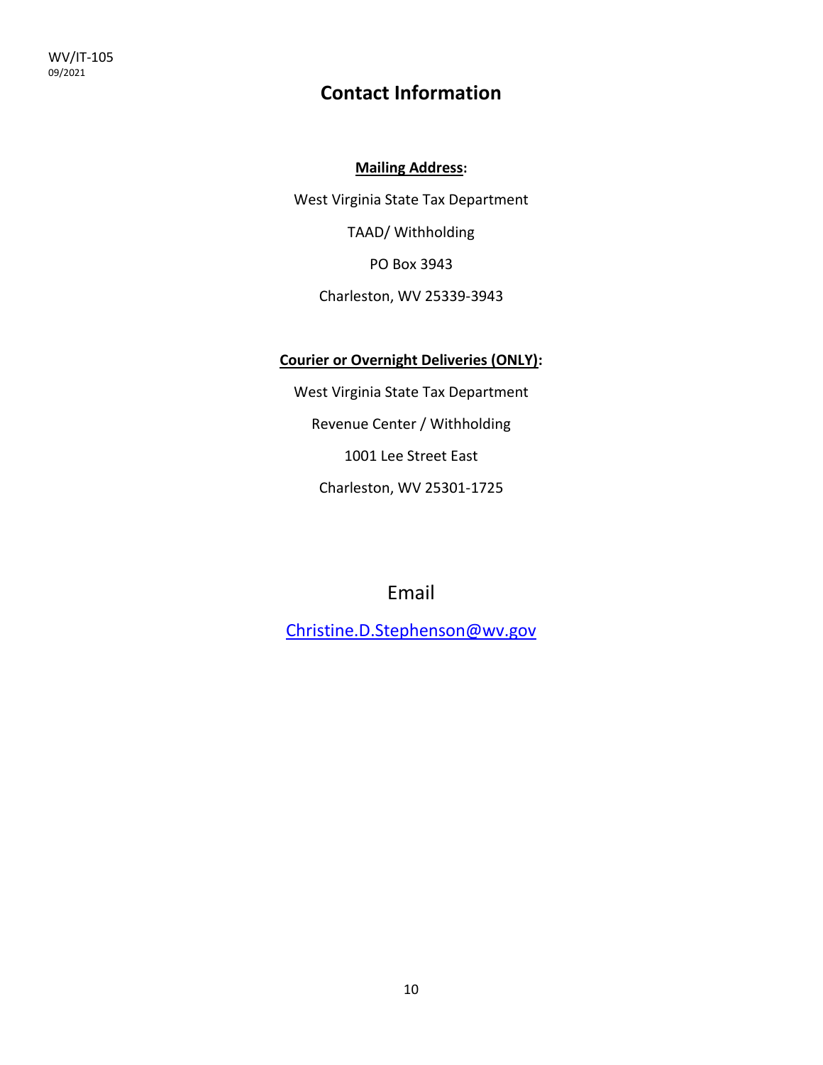# Contact Information

**Mailing Address:**

West Virginia State Tax Department

TAAD/ Withholding

PO Box 3943

Charleston, WV 25339-3943

**Courier or Overnight Deliveries (ONLY):**

West Virginia State Tax Department

Revenue Center / Withholding

1001 Lee Street East

Charleston, WV 25301-1725

## Email

Christine.D.Stephenson@wv.gov